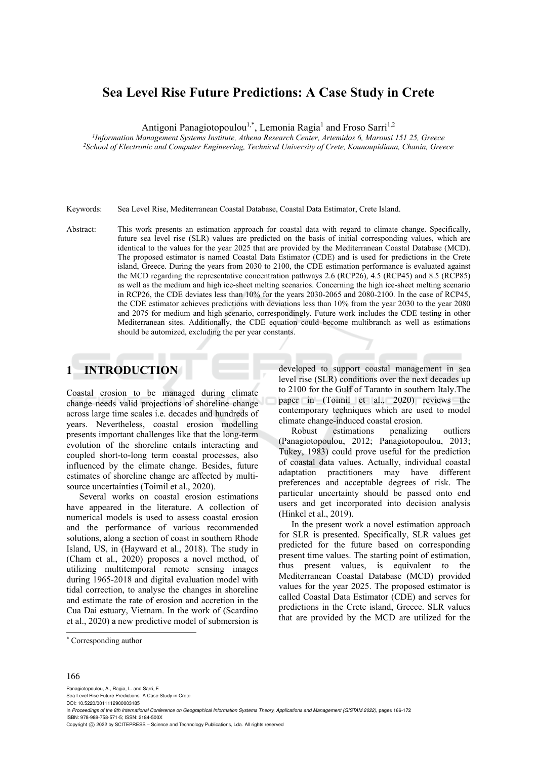# Sea Level Rise Future Predictions: A Case Study in Crete

Antigoni Panagiotopoulou[1,*], Lemonia Ragia[1] and Froso Sarri[1,2]

[1]*Information Management Systems Institute, Athena Research Center, Artemidos 6, Marousi 151 25, Greece*
[2]*School of Electronic and Computer Engineering, Technical University of Crete, Kounoupidiana, Chania, Greece*

Keywords: Sea Level Rise, Mediterranean Coastal Database, Coastal Data Estimator, Crete Island.

Abstract: This work presents an estimation approach for coastal data with regard to climate change. Specifically, future sea level rise (SLR) values are predicted on the basis of initial corresponding values, which are identical to the values for the year 2025 that are provided by the Mediterranean Coastal Database (MCD). The proposed estimator is named Coastal Data Estimator (CDE) and is used for predictions in the Crete island, Greece. During the years from 2030 to 2100, the CDE estimation performance is evaluated against the MCD regarding the representative concentration pathways 2.6 (RCP26), 4.5 (RCP45) and 8.5 (RCP85) as well as the medium and high ice-sheet melting scenarios. Concerning the high ice-sheet melting scenario in RCP26, the CDE deviates less than 10% for the years 2030-2065 and 2080-2100. In the case of RCP45, the CDE estimator achieves predictions with deviations less than 10% from the year 2030 to the year 2080 and 2075 for medium and high scenario, correspondingly. Future work includes the CDE testing in other Mediterranean sites. Additionally, the CDE equation could become multibranch as well as estimations should be automized, excluding the per year constants.

## 1 INTRODUCTION

Coastal erosion to be managed during climate change needs valid projections of shoreline change across large time scales i.e. decades and hundreds of years. Nevertheless, coastal erosion modelling presents important challenges like that the long-term evolution of the shoreline entails interacting and coupled short-to-long term coastal processes, also influenced by the climate change. Besides, future estimates of shoreline change are affected by multi-source uncertainties (Toimil et al., 2020).

Several works on coastal erosion estimations have appeared in the literature. A collection of numerical models is used to assess coastal erosion and the performance of various recommended solutions, along a section of coast in southern Rhode Island, US, in (Hayward et al., 2018). The study in (Cham et al., 2020) proposes a novel method, of utilizing multitemporal remote sensing images during 1965-2018 and digital evaluation model with tidal correction, to analyse the changes in shoreline and estimate the rate of erosion and accretion in the Cua Dai estuary, Vietnam. In the work of (Scardino et al., 2020) a new predictive model of submersion is developed to support coastal management in sea level rise (SLR) conditions over the next decades up to 2100 for the Gulf of Taranto in southern Italy.The paper in (Toimil et al., 2020) reviews the contemporary techniques which are used to model climate change-induced coastal erosion.

Robust estimations penalizing outliers (Panagiotopoulou, 2012; Panagiotopoulou, 2013; Tukey, 1983) could prove useful for the prediction of coastal data values. Actually, individual coastal adaptation practitioners may have different preferences and acceptable degrees of risk. The particular uncertainty should be passed onto end users and get incorporated into decision analysis (Hinkel et al., 2019).

In the present work a novel estimation approach for SLR is presented. Specifically, SLR values get predicted for the future based on corresponding present time values. The starting point of estimation, thus present values, is equivalent to the Mediterranean Coastal Database (MCD) provided values for the year 2025. The proposed estimator is called Coastal Data Estimator (CDE) and serves for predictions in the Crete island, Greece. SLR values that are provided by the MCD are utilized for the

* Corresponding author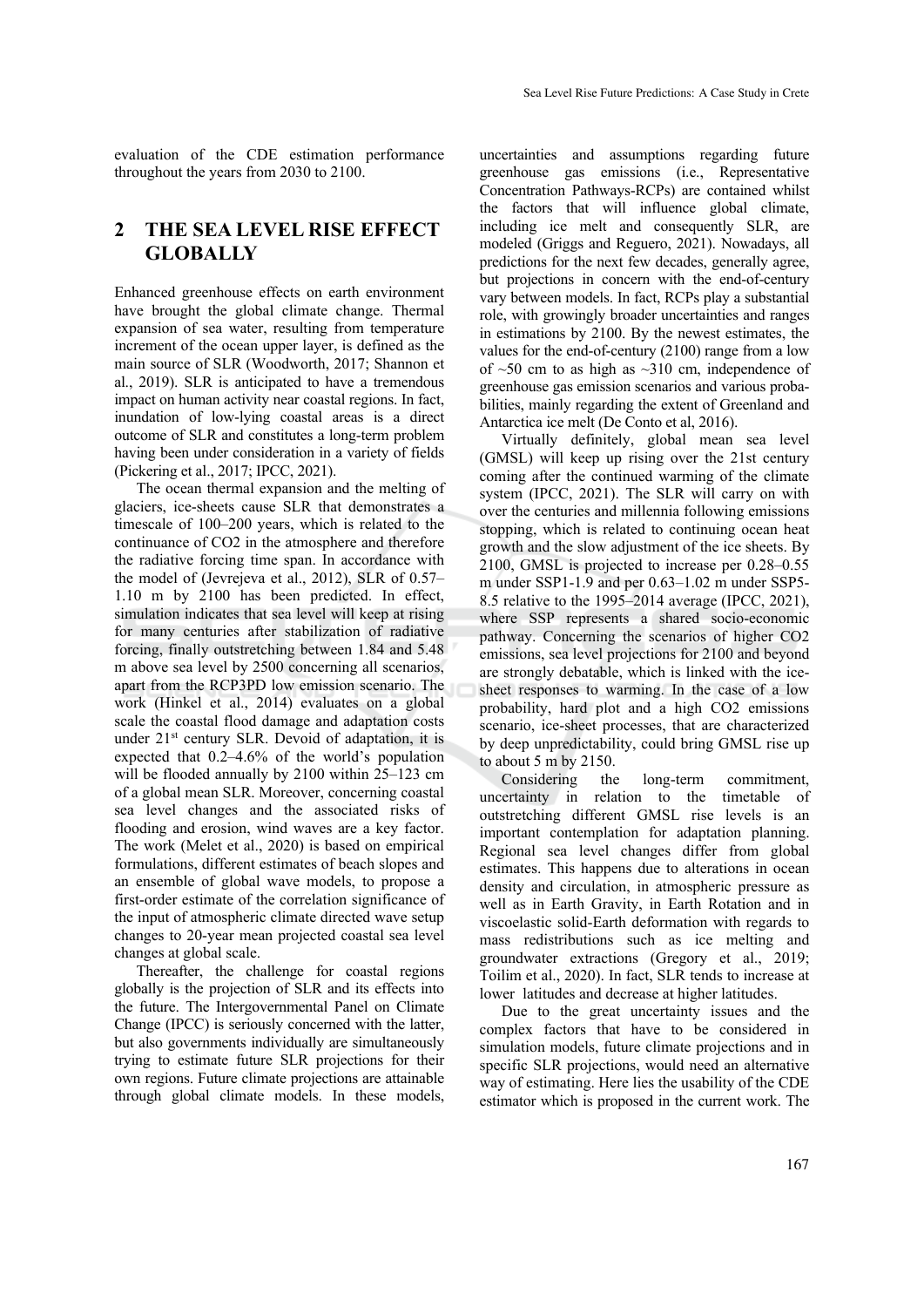evaluation of the CDE estimation performance throughout the years from 2030 to 2100.

## 2 THE SEA LEVEL RISE EFFECT GLOBALLY

Enhanced greenhouse effects on earth environment have brought the global climate change. Thermal expansion of sea water, resulting from temperature increment of the ocean upper layer, is defined as the main source of SLR (Woodworth, 2017; Shannon et al., 2019). SLR is anticipated to have a tremendous impact on human activity near coastal regions. In fact, inundation of low-lying coastal areas is a direct outcome of SLR and constitutes a long-term problem having been under consideration in a variety of fields (Pickering et al., 2017; IPCC, 2021).

The ocean thermal expansion and the melting of glaciers, ice-sheets cause SLR that demonstrates a timescale of 100–200 years, which is related to the continuance of CO2 in the atmosphere and therefore the radiative forcing time span. In accordance with the model of (Jevrejeva et al., 2012), SLR of 0.57–1.10 m by 2100 has been predicted. In effect, simulation indicates that sea level will keep at rising for many centuries after stabilization of radiative forcing, finally outstretching between 1.84 and 5.48 m above sea level by 2500 concerning all scenarios, apart from the RCP3PD low emission scenario. The work (Hinkel et al., 2014) evaluates on a global scale the coastal flood damage and adaptation costs under 21st century SLR. Devoid of adaptation, it is expected that 0.2–4.6% of the world's population will be flooded annually by 2100 within 25–123 cm of a global mean SLR. Moreover, concerning coastal sea level changes and the associated risks of flooding and erosion, wind waves are a key factor. The work (Melet et al., 2020) is based on empirical formulations, different estimates of beach slopes and an ensemble of global wave models, to propose a first-order estimate of the correlation significance of the input of atmospheric climate directed wave setup changes to 20-year mean projected coastal sea level changes at global scale.

Thereafter, the challenge for coastal regions globally is the projection of SLR and its effects into the future. The Intergovernmental Panel on Climate Change (IPCC) is seriously concerned with the latter, but also governments individually are simultaneously trying to estimate future SLR projections for their own regions. Future climate projections are attainable through global climate models. In these models, uncertainties and assumptions regarding future greenhouse gas emissions (i.e., Representative Concentration Pathways-RCPs) are contained whilst the factors that will influence global climate, including ice melt and consequently SLR, are modeled (Griggs and Reguero, 2021). Nowadays, all predictions for the next few decades, generally agree, but projections in concern with the end-of-century vary between models. In fact, RCPs play a substantial role, with growingly broader uncertainties and ranges in estimations by 2100. By the newest estimates, the values for the end-of-century (2100) range from a low of ~50 cm to as high as ~310 cm, independence of greenhouse gas emission scenarios and various probabilities, mainly regarding the extent of Greenland and Antarctica ice melt (De Conto et al, 2016).

Virtually definitely, global mean sea level (GMSL) will keep up rising over the 21st century coming after the continued warming of the climate system (IPCC, 2021). The SLR will carry on with over the centuries and millennia following emissions stopping, which is related to continuing ocean heat growth and the slow adjustment of the ice sheets. By 2100, GMSL is projected to increase per 0.28–0.55 m under SSP1-1.9 and per 0.63–1.02 m under SSP5-8.5 relative to the 1995–2014 average (IPCC, 2021), where SSP represents a shared socio-economic pathway. Concerning the scenarios of higher CO2 emissions, sea level projections for 2100 and beyond are strongly debatable, which is linked with the ice-sheet responses to warming. In the case of a low probability, hard plot and a high CO2 emissions scenario, ice-sheet processes, that are characterized by deep unpredictability, could bring GMSL rise up to about 5 m by 2150.

Considering the long-term commitment, uncertainty in relation to the timetable of outstretching different GMSL rise levels is an important contemplation for adaptation planning. Regional sea level changes differ from global estimates. This happens due to alterations in ocean density and circulation, in atmospheric pressure as well as in Earth Gravity, in Earth Rotation and in viscoelastic solid-Earth deformation with regards to mass redistributions such as ice melting and groundwater extractions (Gregory et al., 2019; Toilim et al., 2020). In fact, SLR tends to increase at lower latitudes and decrease at higher latitudes.

Due to the great uncertainty issues and the complex factors that have to be considered in simulation models, future climate projections and in specific SLR projections, would need an alternative way of estimating. Here lies the usability of the CDE estimator which is proposed in the current work. The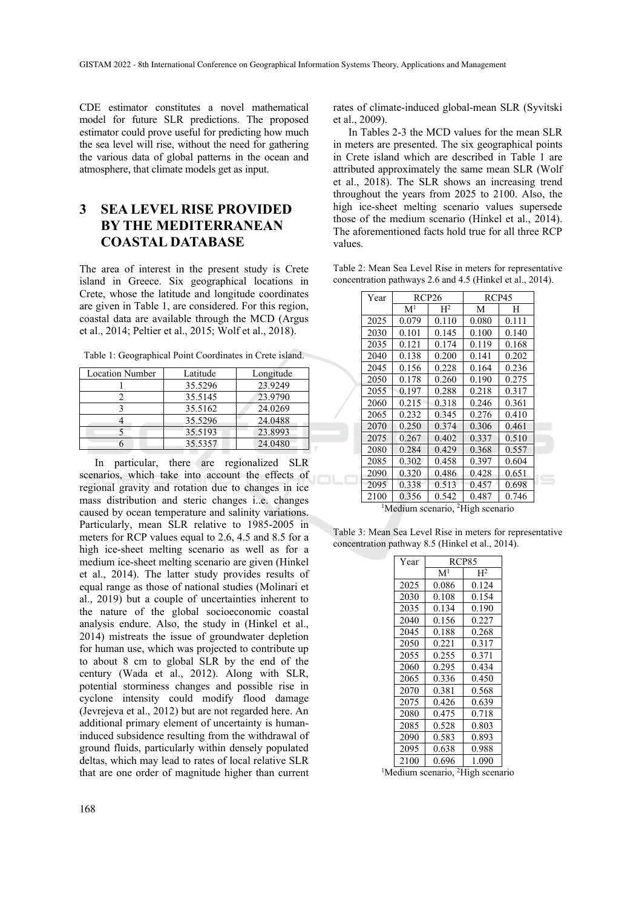CDE estimator constitutes a novel mathematical model for future SLR predictions. The proposed estimator could prove useful for predicting how much the sea level will rise, without the need for gathering the various data of global patterns in the ocean and atmosphere, that climate models get as input.

# 3 SEA LEVEL RISE PROVIDED BY THE MEDITERRANEAN COASTAL DATABASE

The area of interest in the present study is Crete island in Greece. Six geographical locations in Crete, whose the latitude and longitude coordinates are given in Table 1, are considered. For this region, coastal data are available through the MCD (Argus et al., 2014; Peltier et al., 2015; Wolf et al., 2018).

Table 1: Geographical Point Coordinates in Crete island.

| Location Number | Latitude | Longitude |
|---|---|---|
| 1 | 35.5296 | 23.9249 |
| 2 | 35.5145 | 23.9790 |
| 3 | 35.5162 | 24.0269 |
| 4 | 35.5296 | 24.0488 |
| 5 | 35.5193 | 23.8993 |
| 6 | 35.5357 | 24.0480 |

In particular, there are regionalized SLR scenarios, which take into account the effects of regional gravity and rotation due to changes in ice mass distribution and steric changes i..e. changes caused by ocean temperature and salinity variations. Particularly, mean SLR relative to 1985-2005 in meters for RCP values equal to 2.6, 4.5 and 8.5 for a high ice-sheet melting scenario as well as for a medium ice-sheet melting scenario are given (Hinkel et al., 2014). The latter study provides results of equal range as those of national studies (Molinari et al., 2019) but a couple of uncertainties inherent to the nature of the global socioeconomic coastal analysis endure. Also, the study in (Hinkel et al., 2014) mistreats the issue of groundwater depletion for human use, which was projected to contribute up to about 8 cm to global SLR by the end of the century (Wada et al., 2012). Along with SLR, potential storminess changes and possible rise in cyclone intensity could modify flood damage (Jevrejeva et al., 2012) but are not regarded here. An additional primary element of uncertainty is human-induced subsidence resulting from the withdrawal of ground fluids, particularly within densely populated deltas, which may lead to rates of local relative SLR that are one order of magnitude higher than current rates of climate-induced global-mean SLR (Syvitski et al., 2009).

In Tables 2-3 the MCD values for the mean SLR in meters are presented. The six geographical points in Crete island which are described in Table 1 are attributed approximately the same mean SLR (Wolf et al., 2018). The SLR shows an increasing trend throughout the years from 2025 to 2100. Also, the high ice-sheet melting scenario values supersede those of the medium scenario (Hinkel et al., 2014). The aforementioned facts hold true for all three RCP values.

Table 2: Mean Sea Level Rise in meters for representative concentration pathways 2.6 and 4.5 (Hinkel et al., 2014).

| Year | RCP26 | | RCP45 | |
|---|---|---|---|---|
| | M[1] | H[2] | M | H |
| 2025 | 0.079 | 0.110 | 0.080 | 0.111 |
| 2030 | 0.101 | 0.145 | 0.100 | 0.140 |
| 2035 | 0.121 | 0.174 | 0.119 | 0.168 |
| 2040 | 0.138 | 0.200 | 0.141 | 0.202 |
| 2045 | 0.156 | 0.228 | 0.164 | 0.236 |
| 2050 | 0.178 | 0.260 | 0.190 | 0.275 |
| 2055 | 0.197 | 0.288 | 0.218 | 0.317 |
| 2060 | 0.215 | 0.318 | 0.246 | 0.361 |
| 2065 | 0.232 | 0.345 | 0.276 | 0.410 |
| 2070 | 0.250 | 0.374 | 0.306 | 0.461 |
| 2075 | 0.267 | 0.402 | 0.337 | 0.510 |
| 2080 | 0.284 | 0.429 | 0.368 | 0.557 |
| 2085 | 0.302 | 0.458 | 0.397 | 0.604 |
| 2090 | 0.320 | 0.486 | 0.428 | 0.651 |
| 2095 | 0.338 | 0.513 | 0.457 | 0.698 |
| 2100 | 0.356 | 0.542 | 0.487 | 0.746 |

[1]Medium scenario, [2]High scenario

Table 3: Mean Sea Level Rise in meters for representative concentration pathway 8.5 (Hinkel et al., 2014).

| Year | RCP85 | |
|---|---|---|
| | M[1] | H[2] |
| 2025 | 0.086 | 0.124 |
| 2030 | 0.108 | 0.154 |
| 2035 | 0.134 | 0.190 |
| 2040 | 0.156 | 0.227 |
| 2045 | 0.188 | 0.268 |
| 2050 | 0.221 | 0.317 |
| 2055 | 0.255 | 0.371 |
| 2060 | 0.295 | 0.434 |
| 2065 | 0.336 | 0.450 |
| 2070 | 0.381 | 0.568 |
| 2075 | 0.426 | 0.639 |
| 2080 | 0.475 | 0.718 |
| 2085 | 0.528 | 0.803 |
| 2090 | 0.583 | 0.893 |
| 2095 | 0.638 | 0.988 |
| 2100 | 0.696 | 1.090 |

[1]Medium scenario, [2]High scenario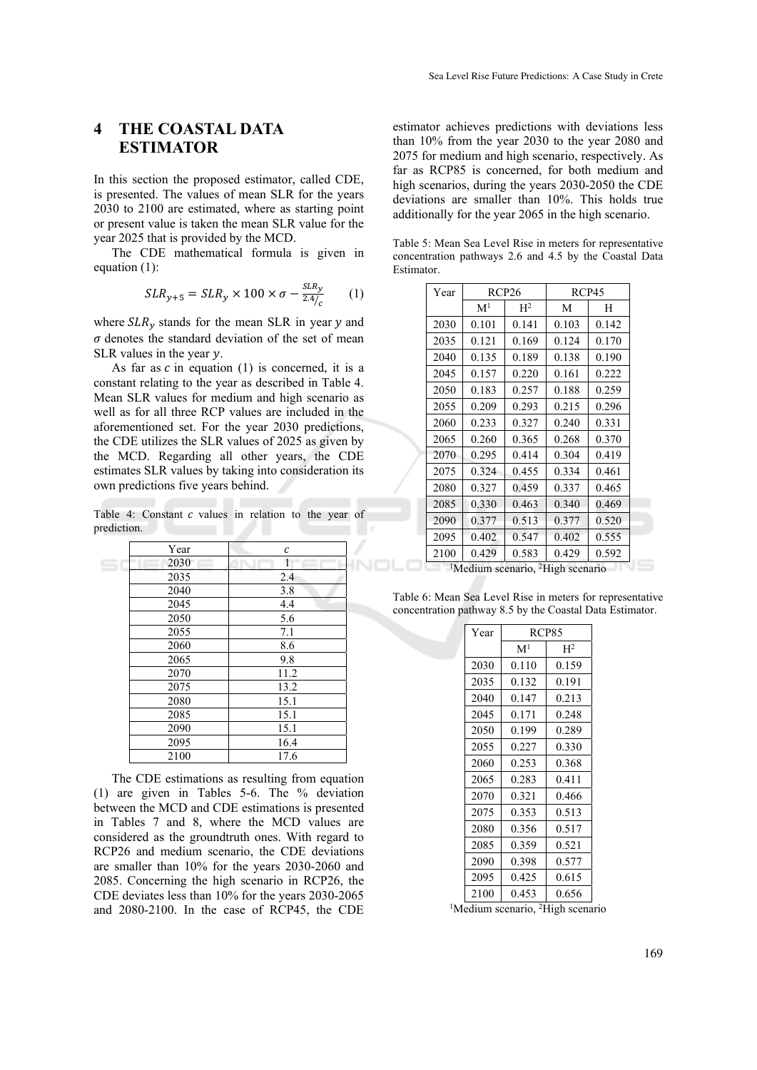## 4 THE COASTAL DATA ESTIMATOR

In this section the proposed estimator, called CDE, is presented. The values of mean SLR for the years 2030 to 2100 are estimated, where as starting point or present value is taken the mean SLR value for the year 2025 that is provided by the MCD.

The CDE mathematical formula is given in equation (1):

$$SLR_{y+5} = SLR_y \times 100 \times \sigma - \frac{SLR_y}{2.4/c} \quad (1)$$

where $SLR_y$ stands for the mean SLR in year $y$ and $\sigma$ denotes the standard deviation of the set of mean SLR values in the year $y$.

As far as $c$ in equation (1) is concerned, it is a constant relating to the year as described in Table 4. Mean SLR values for medium and high scenario as well as for all three RCP values are included in the aforementioned set. For the year 2030 predictions, the CDE utilizes the SLR values of 2025 as given by the MCD. Regarding all other years, the CDE estimates SLR values by taking into consideration its own predictions five years behind.

Table 4: Constant $c$ values in relation to the year of prediction.

| Year | $c$ |
|---|---|
| 2030 | 1 |
| 2035 | 2.4 |
| 2040 | 3.8 |
| 2045 | 4.4 |
| 2050 | 5.6 |
| 2055 | 7.1 |
| 2060 | 8.6 |
| 2065 | 9.8 |
| 2070 | 11.2 |
| 2075 | 13.2 |
| 2080 | 15.1 |
| 2085 | 15.1 |
| 2090 | 15.1 |
| 2095 | 16.4 |
| 2100 | 17.6 |

The CDE estimations as resulting from equation (1) are given in Tables 5-6. The % deviation between the MCD and CDE estimations is presented in Tables 7 and 8, where the MCD values are considered as the groundtruth ones. With regard to RCP26 and medium scenario, the CDE deviations are smaller than 10% for the years 2030-2060 and 2085. Concerning the high scenario in RCP26, the CDE deviates less than 10% for the years 2030-2065 and 2080-2100. In the case of RCP45, the CDE estimator achieves predictions with deviations less than 10% from the year 2030 to the year 2080 and 2075 for medium and high scenario, respectively. As far as RCP85 is concerned, for both medium and high scenarios, during the years 2030-2050 the CDE deviations are smaller than 10%. This holds true additionally for the year 2065 in the high scenario.

Table 5: Mean Sea Level Rise in meters for representative concentration pathways 2.6 and 4.5 by the Coastal Data Estimator.

| Year | RCP26 | | RCP45 | |
|---|---|---|---|---|
| | M[1] | H[2] | M | H |
| 2030 | 0.101 | 0.141 | 0.103 | 0.142 |
| 2035 | 0.121 | 0.169 | 0.124 | 0.170 |
| 2040 | 0.135 | 0.189 | 0.138 | 0.190 |
| 2045 | 0.157 | 0.220 | 0.161 | 0.222 |
| 2050 | 0.183 | 0.257 | 0.188 | 0.259 |
| 2055 | 0.209 | 0.293 | 0.215 | 0.296 |
| 2060 | 0.233 | 0.327 | 0.240 | 0.331 |
| 2065 | 0.260 | 0.365 | 0.268 | 0.370 |
| 2070 | 0.295 | 0.414 | 0.304 | 0.419 |
| 2075 | 0.324 | 0.455 | 0.334 | 0.461 |
| 2080 | 0.327 | 0.459 | 0.337 | 0.465 |
| 2085 | 0.330 | 0.463 | 0.340 | 0.469 |
| 2090 | 0.377 | 0.513 | 0.377 | 0.520 |
| 2095 | 0.402 | 0.547 | 0.402 | 0.555 |
| 2100 | 0.429 | 0.583 | 0.429 | 0.592 |

[1]Medium scenario, [2]High scenario

Table 6: Mean Sea Level Rise in meters for representative concentration pathway 8.5 by the Coastal Data Estimator.

| Year | RCP85 | |
|---|---|---|
| | M[1] | H[2] |
| 2030 | 0.110 | 0.159 |
| 2035 | 0.132 | 0.191 |
| 2040 | 0.147 | 0.213 |
| 2045 | 0.171 | 0.248 |
| 2050 | 0.199 | 0.289 |
| 2055 | 0.227 | 0.330 |
| 2060 | 0.253 | 0.368 |
| 2065 | 0.283 | 0.411 |
| 2070 | 0.321 | 0.466 |
| 2075 | 0.353 | 0.513 |
| 2080 | 0.356 | 0.517 |
| 2085 | 0.359 | 0.521 |
| 2090 | 0.398 | 0.577 |
| 2095 | 0.425 | 0.615 |
| 2100 | 0.453 | 0.656 |

[1]Medium scenario, [2]High scenario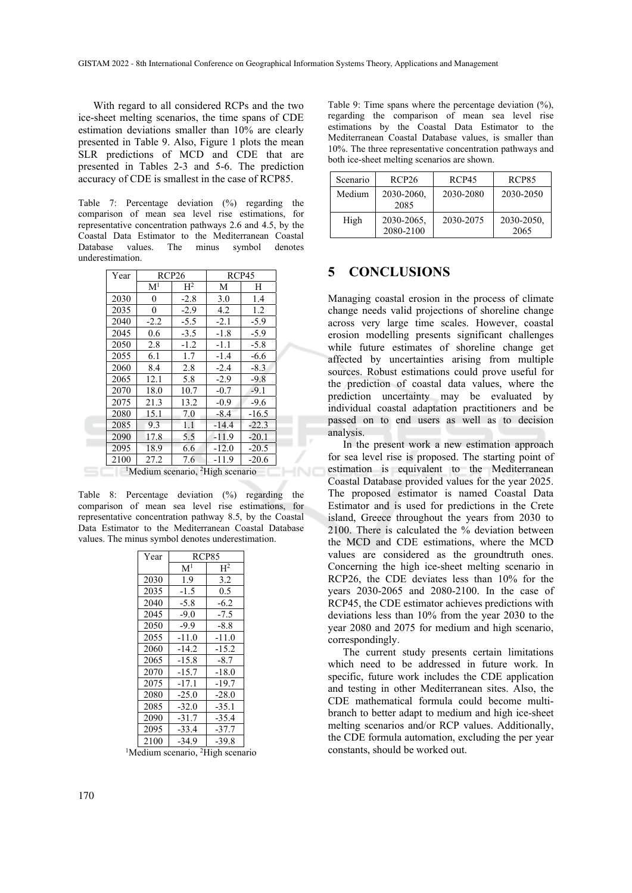With regard to all considered RCPs and the two ice-sheet melting scenarios, the time spans of CDE estimation deviations smaller than 10% are clearly presented in Table 9. Also, Figure 1 plots the mean SLR predictions of MCD and CDE that are presented in Tables 2-3 and 5-6. The prediction accuracy of CDE is smallest in the case of RCP85.

Table 7: Percentage deviation (%) regarding the comparison of mean sea level rise estimations, for representative concentration pathways 2.6 and 4.5, by the Coastal Data Estimator to the Mediterranean Coastal Database values. The minus symbol denotes underestimation.

| Year | RCP26 | | RCP45 | |
|---|---|---|---|---|
| | M[1] | H[2] | M | H |
| 2030 | 0 | -2.8 | 3.0 | 1.4 |
| 2035 | 0 | -2.9 | 4.2 | 1.2 |
| 2040 | -2.2 | -5.5 | -2.1 | -5.9 |
| 2045 | 0.6 | -3.5 | -1.8 | -5.9 |
| 2050 | 2.8 | -1.2 | -1.1 | -5.8 |
| 2055 | 6.1 | 1.7 | -1.4 | -6.6 |
| 2060 | 8.4 | 2.8 | -2.4 | -8.3 |
| 2065 | 12.1 | 5.8 | -2.9 | -9.8 |
| 2070 | 18.0 | 10.7 | -0.7 | -9.1 |
| 2075 | 21.3 | 13.2 | -0.9 | -9.6 |
| 2080 | 15.1 | 7.0 | -8.4 | -16.5 |
| 2085 | 9.3 | 1.1 | -14.4 | -22.3 |
| 2090 | 17.8 | 5.5 | -11.9 | -20.1 |
| 2095 | 18.9 | 6.6 | -12.0 | -20.5 |
| 2100 | 27.2 | 7.6 | -11.9 | -20.6 |

[1]Medium scenario, [2]High scenario

Table 8: Percentage deviation (%) regarding the comparison of mean sea level rise estimations, for representative concentration pathway 8.5, by the Coastal Data Estimator to the Mediterranean Coastal Database values. The minus symbol denotes underestimation.

| Year | RCP85 | |
|---|---|---|
| | M[1] | H[2] |
| 2030 | 1.9 | 3.2 |
| 2035 | -1.5 | 0.5 |
| 2040 | -5.8 | -6.2 |
| 2045 | -9.0 | -7.5 |
| 2050 | -9.9 | -8.8 |
| 2055 | -11.0 | -11.0 |
| 2060 | -14.2 | -15.2 |
| 2065 | -15.8 | -8.7 |
| 2070 | -15.7 | -18.0 |
| 2075 | -17.1 | -19.7 |
| 2080 | -25.0 | -28.0 |
| 2085 | -32.0 | -35.1 |
| 2090 | -31.7 | -35.4 |
| 2095 | -33.4 | -37.7 |
| 2100 | -34.9 | -39.8 |

[1]Medium scenario, [2]High scenario

Table 9: Time spans where the percentage deviation (%), regarding the comparison of mean sea level rise estimations by the Coastal Data Estimator to the Mediterranean Coastal Database values, is smaller than 10%. The three representative concentration pathways and both ice-sheet melting scenarios are shown.

| Scenario | RCP26 | RCP45 | RCP85 |
|---|---|---|---|
| Medium | 2030-2060, 2085 | 2030-2080 | 2030-2050 |
| High | 2030-2065, 2080-2100 | 2030-2075 | 2030-2050, 2065 |

## 5 CONCLUSIONS

Managing coastal erosion in the process of climate change needs valid projections of shoreline change across very large time scales. However, coastal erosion modelling presents significant challenges while future estimates of shoreline change get affected by uncertainties arising from multiple sources. Robust estimations could prove useful for the prediction of coastal data values, where the prediction uncertainty may be evaluated by individual coastal adaptation practitioners and be passed on to end users as well as to decision analysis.

In the present work a new estimation approach for sea level rise is proposed. The starting point of estimation is equivalent to the Mediterranean Coastal Database provided values for the year 2025. The proposed estimator is named Coastal Data Estimator and is used for predictions in the Crete island, Greece throughout the years from 2030 to 2100. There is calculated the % deviation between the MCD and CDE estimations, where the MCD values are considered as the groundtruth ones. Concerning the high ice-sheet melting scenario in RCP26, the CDE deviates less than 10% for the years 2030-2065 and 2080-2100. In the case of RCP45, the CDE estimator achieves predictions with deviations less than 10% from the year 2030 to the year 2080 and 2075 for medium and high scenario, correspondingly.

The current study presents certain limitations which need to be addressed in future work. In specific, future work includes the CDE application and testing in other Mediterranean sites. Also, the CDE mathematical formula could become multi-branch to better adapt to medium and high ice-sheet melting scenarios and/or RCP values. Additionally, the CDE formula automation, excluding the per year constants, should be worked out.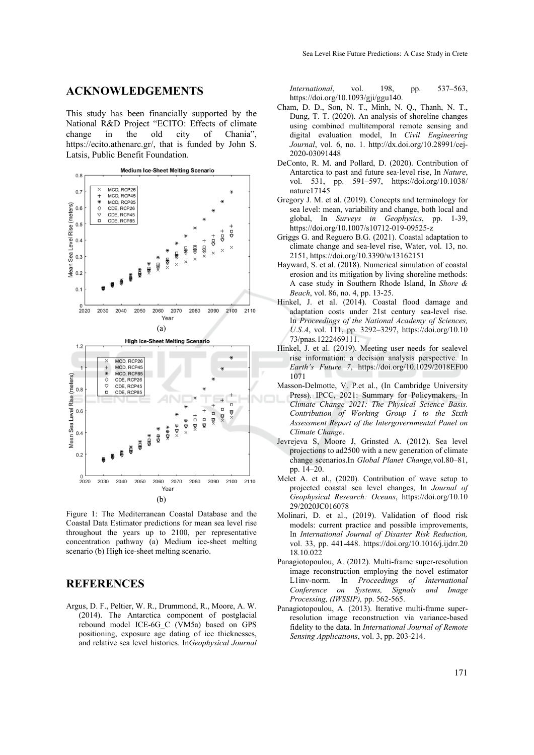## ACKNOWLEDGEMENTS

This study has been financially supported by the National R&D Project "ECITO: Effects of climate change in the old city of Chania", https://ecito.athenarc.gr/, that is funded by John S. Latsis, Public Benefit Foundation.

Figure 1: The Mediterranean Coastal Database and the Coastal Data Estimator predictions for mean sea level rise throughout the years up to 2100, per representative concentration pathway (a) Medium ice-sheet melting scenario (b) High ice-sheet melting scenario.

## REFERENCES

Argus, D. F., Peltier, W. R., Drummond, R., Moore, A. W. (2014). The Antarctica component of postglacial rebound model ICE-6G_C (VM5a) based on GPS positioning, exposure age dating of ice thicknesses, and relative sea level histories. In*Geophysical Journal International*, vol. 198, pp. 537–563, https://doi.org/10.1093/gji/ggu140.

Cham, D. D., Son, N. T., Minh, N. Q., Thanh, N. T., Dung, T. T. (2020). An analysis of shoreline changes using combined multitemporal remote sensing and digital evaluation model, In *Civil Engineering Journal*, vol. 6, no. 1. http://dx.doi.org/10.28991/cej-2020-03091448

DeConto, R. M. and Pollard, D. (2020). Contribution of Antarctica to past and future sea-level rise, In *Nature*, vol. 531, pp. 591–597, https://doi.org/10.1038/nature17145

Gregory J. M. et al. (2019). Concepts and terminology for sea level: mean, variability and change, both local and global, In *Surveys in Geophysics*, pp. 1-39, https://doi.org/10.1007/s10712-019-09525-z

Griggs G. and Reguero B.G. (2021). Coastal adaptation to climate change and sea-level rise, Water, vol. 13, no. 2151, https://doi.org/10.3390/w13162151

Hayward, S. et al. (2018). Numerical simulation of coastal erosion and its mitigation by living shoreline methods: A case study in Southern Rhode Island, In *Shore & Beach*, vol. 86, no. 4, pp. 13-25.

Hinkel, J. et al. (2014). Coastal flood damage and adaptation costs under 21st century sea-level rise. In *Proceedings of the National Academy of Sciences, U.S.A*, vol. 111, pp. 3292–3297, https://doi.org/10.1073/pnas.1222469111.

Hinkel, J. et al. (2019). Meeting user needs for sealevel rise information: a decision analysis perspective. In *Earth's Future 7*, https://doi.org/10.1029/2018EF001071

Masson-Delmotte, V. P.et al., (In Cambridge University Press). IPCC, 2021: Summary for Policymakers, In *Climate Change 2021: The Physical Science Basis. Contribution of Working Group I to the Sixth Assessment Report of the Intergovernmental Panel on Climate Change*.

Jevrejeva S, Moore J, Grinsted A. (2012). Sea level projections to ad2500 with a new generation of climate change scenarios.In *Global Planet Change,*vol.80–81, pp. 14–20.

Melet A. et al., (2020). Contribution of wave setup to projected coastal sea level changes, In *Journal of Geophysical Research: Oceans*, https://doi.org/10.1029/2020JC016078

Molinari, D. et al., (2019). Validation of flood risk models: current practice and possible improvements, In *International Journal of Disaster Risk Reduction,* vol. 33, pp. 441-448. https://doi.org/10.1016/j.ijdrr.2018.10.022

Panagiotopoulou, A. (2012). Multi-frame super-resolution image reconstruction employing the novel estimator L1inv-norm. In *Proceedings of International Conference on Systems, Signals and Image Processing, (IWSSIP),* pp. 562-565.

Panagiotopoulou, A. (2013). Iterative multi-frame super-resolution image reconstruction via variance-based fidelity to the data. In *International Journal of Remote Sensing Applications*, vol. 3, pp. 203-214.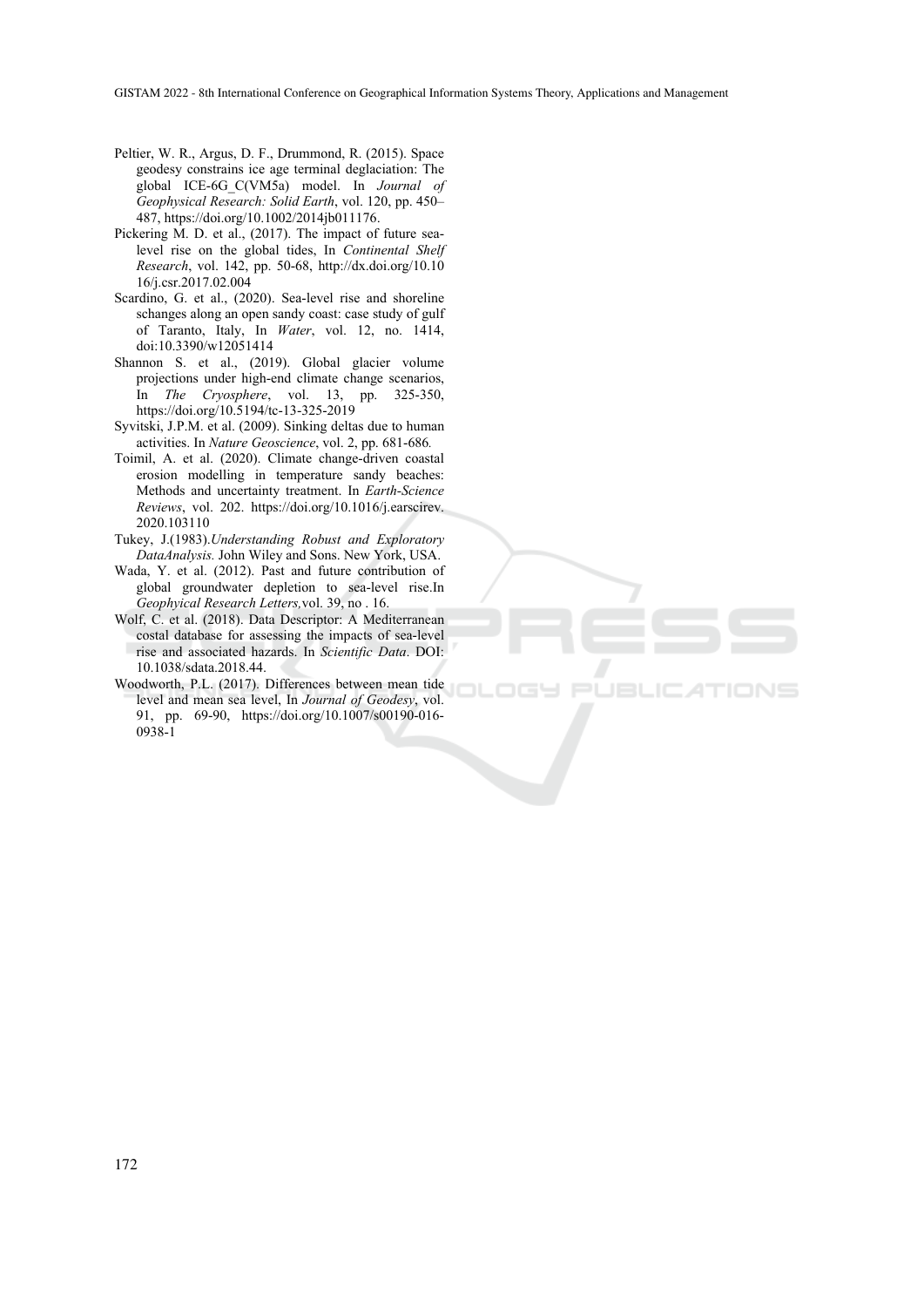Peltier, W. R., Argus, D. F., Drummond, R. (2015). Space geodesy constrains ice age terminal deglaciation: The global ICE-6G_C(VM5a) model. In *Journal of Geophysical Research: Solid Earth*, vol. 120, pp. 450–487, https://doi.org/10.1002/2014jb011176.

Pickering M. D. et al., (2017). The impact of future sea-level rise on the global tides, In *Continental Shelf Research*, vol. 142, pp. 50-68, http://dx.doi.org/10.1016/j.csr.2017.02.004

Scardino, G. et al., (2020). Sea-level rise and shoreline schanges along an open sandy coast: case study of gulf of Taranto, Italy, In *Water*, vol. 12, no. 1414, doi:10.3390/w12051414

Shannon S. et al., (2019). Global glacier volume projections under high-end climate change scenarios, In *The Cryosphere*, vol. 13, pp. 325-350, https://doi.org/10.5194/tc-13-325-2019

Syvitski, J.P.M. et al. (2009). Sinking deltas due to human activities. In *Nature Geoscience*, vol. 2, pp. 681-686.

Toimil, A. et al. (2020). Climate change-driven coastal erosion modelling in temperature sandy beaches: Methods and uncertainty treatment. In *Earth-Science Reviews*, vol. 202. https://doi.org/10.1016/j.earscirev.2020.103110

Tukey, J.(1983).*Understanding Robust and Exploratory DataAnalysis.* John Wiley and Sons. New York, USA.

Wada, Y. et al. (2012). Past and future contribution of global groundwater depletion to sea-level rise.In *Geophyical Research Letters,*vol. 39, no . 16.

Wolf, C. et al. (2018). Data Descriptor: A Mediterranean costal database for assessing the impacts of sea-level rise and associated hazards. In *Scientific Data*. DOI: 10.1038/sdata.2018.44.

Woodworth, P.L. (2017). Differences between mean tide level and mean sea level, In *Journal of Geodesy*, vol. 91, pp. 69-90, https://doi.org/10.1007/s00190-016-0938-1